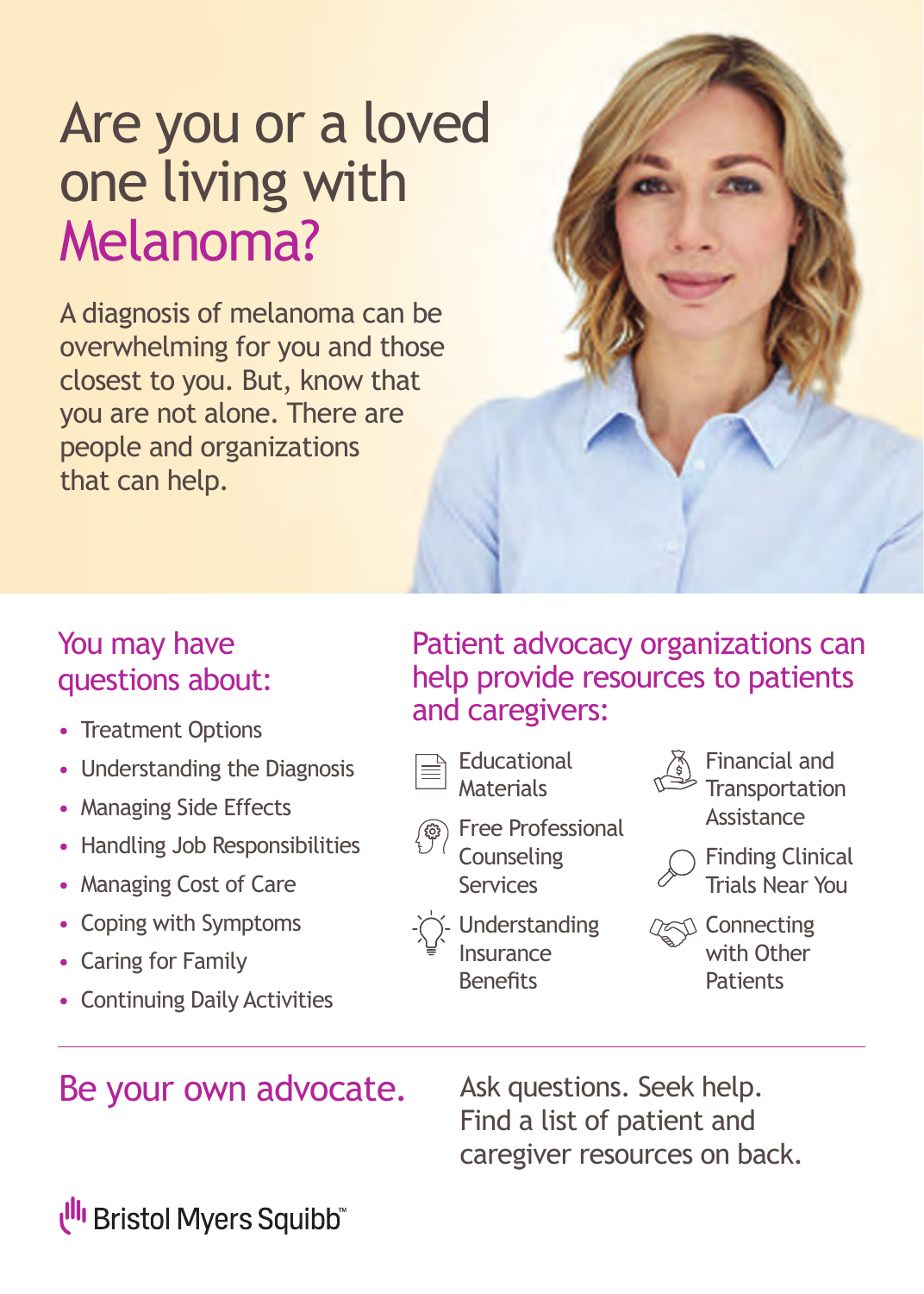# Are you or a loved one living with Melanoma?

A diagnosis of melanoma can be overwhelming for you and those closest to you. But, know that you are not alone. There are people and organizations that can help.

## You may have questions about:

- Treatment Options
- Understanding the Diagnosis
- Managing Side Effects
- Handling Job Responsibilities
- Managing Cost of Care
- Coping with Symptoms
- Caring for Family
- Continuing Daily Activities

## Patient advocacy organizations can help provide resources to patients and caregivers:

- Educational Materials
- Free Professional Counseling Services
- Understanding Insurance Benefits
- Financial and Transportation Assistance
- Finding Clinical Trials Near You
- Connecting with Other Patients

## Be your own advocate.

Ask questions. Seek help. Find a list of patient and caregiver resources on back.

Bristol Myers Squibb™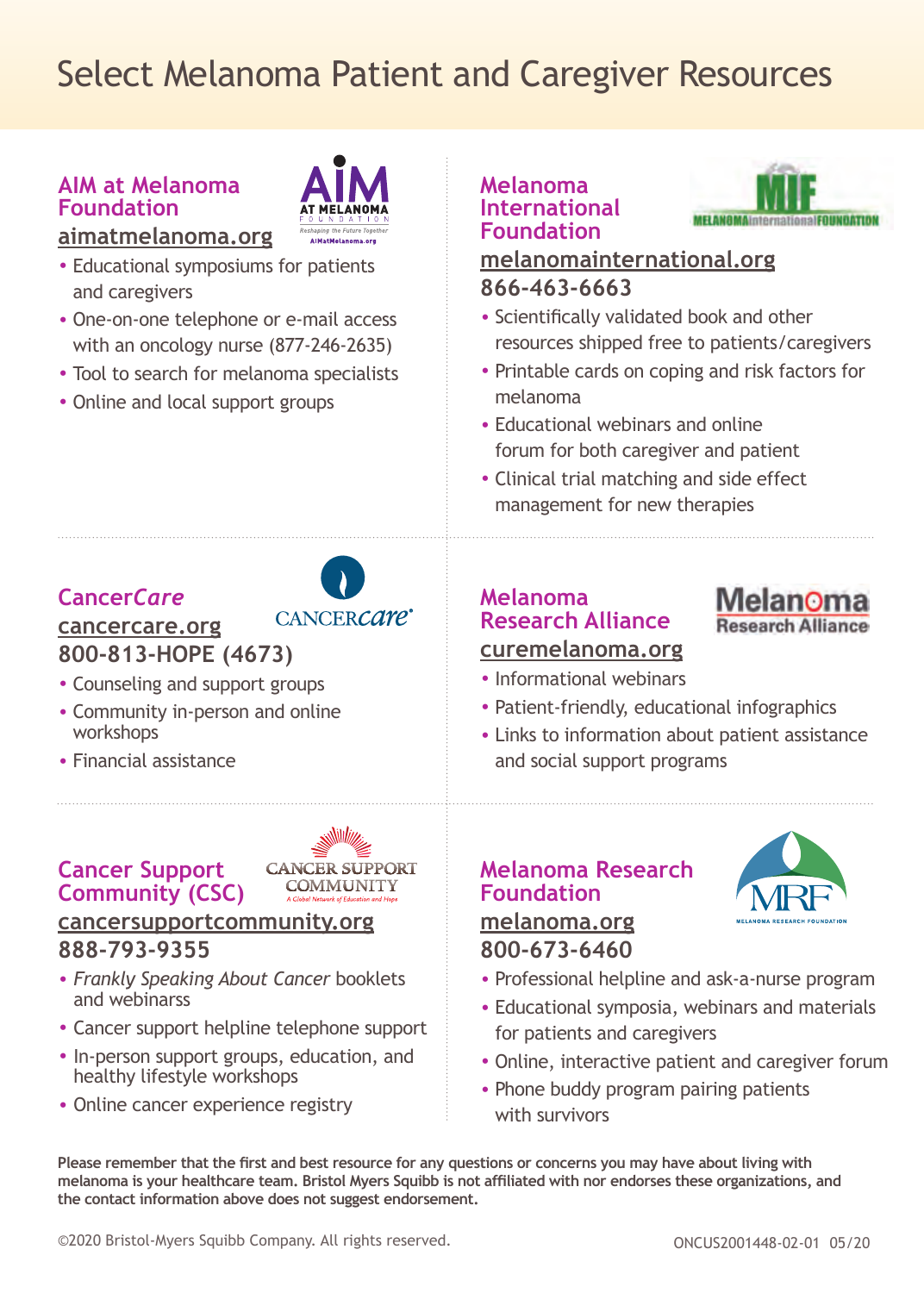# Select Melanoma Patient and Caregiver Resources

## AIM at Melanoma Foundation

aimatmelanoma.org

- Educational symposiums for patients and caregivers
- One-on-one telephone or e-mail access with an oncology nurse (877-246-2635)
- Tool to search for melanoma specialists
- Online and local support groups

## Melanoma International Foundation

melanomainternational.org

866-463-6663

- Scientifically validated book and other resources shipped free to patients/caregivers
- Printable cards on coping and risk factors for melanoma
- Educational webinars and online forum for both caregiver and patient
- Clinical trial matching and side effect management for new therapies

## Cancer*Care*

cancercare.org

800-813-HOPE (4673)

- Counseling and support groups
- Community in-person and online workshops
- Financial assistance

## Melanoma Research Alliance

curemelanoma.org

- Informational webinars
- Patient-friendly, educational infographics
- Links to information about patient assistance and social support programs

## Cancer Support Community (CSC)

cancersupportcommunity.org

888-793-9355

- *Frankly Speaking About Cancer* booklets and webinars
- Cancer support helpline telephone support
- In-person support groups, education, and healthy lifestyle workshops
- Online cancer experience registry

## Melanoma Research Foundation

melanoma.org

800-673-6460

- Professional helpline and ask-a-nurse program
- Educational symposia, webinars and materials for patients and caregivers
- Online, interactive patient and caregiver forum
- Phone buddy program pairing patients with survivors

**Please remember that the first and best resource for any questions or concerns you may have about living with melanoma is your healthcare team. Bristol Myers Squibb is not affiliated with nor endorses these organizations, and the contact information above does not suggest endorsement.**

©2020 Bristol-Myers Squibb Company. All rights reserved. ONCUS2001448-02-01 05/20